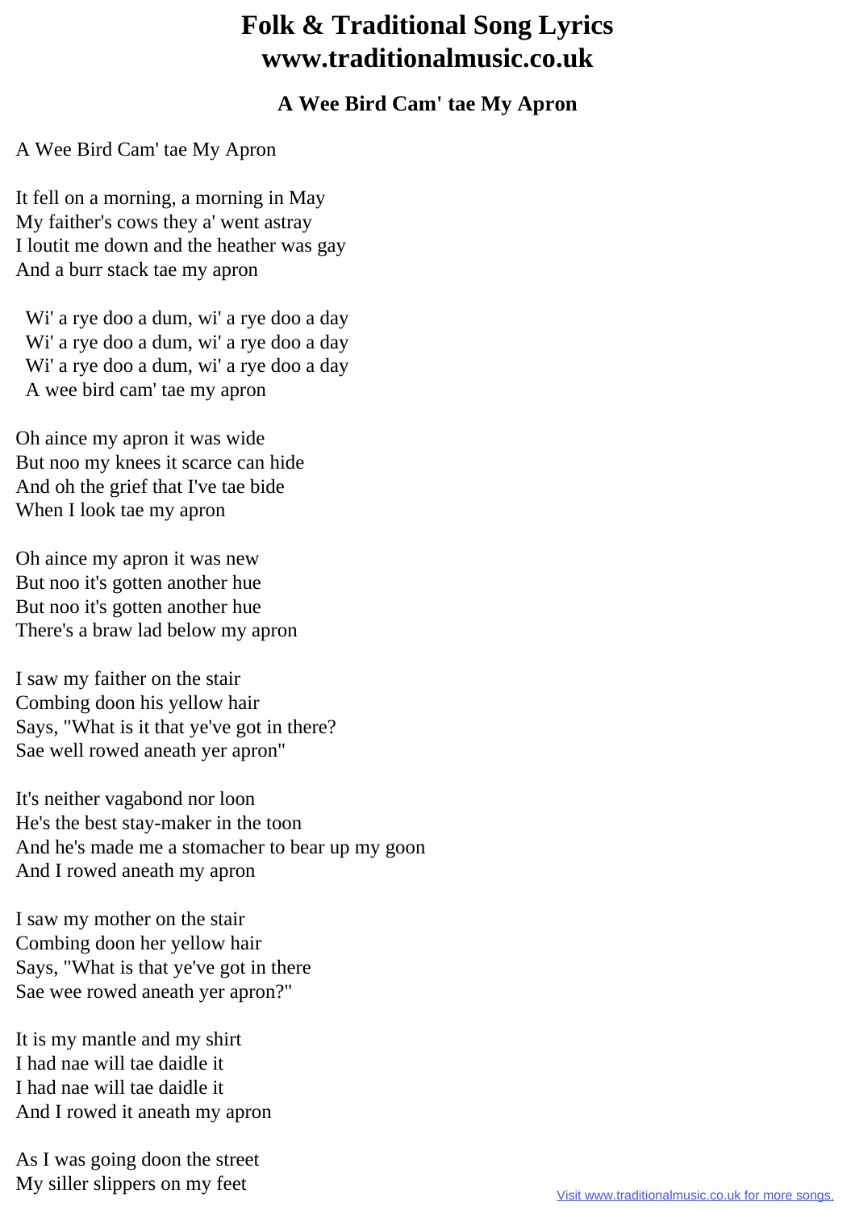# Folk & Traditional Song Lyrics
# www.traditionalmusic.co.uk

### A Wee Bird Cam' tae My Apron

A Wee Bird Cam' tae My Apron

It fell on a morning, a morning in May
My faither's cows they a' went astray
I loutit me down and the heather was gay
And a burr stack tae my apron

Wi' a rye doo a dum, wi' a rye doo a day
Wi' a rye doo a dum, wi' a rye doo a day
Wi' a rye doo a dum, wi' a rye doo a day
A wee bird cam' tae my apron

Oh aince my apron it was wide
But noo my knees it scarce can hide
And oh the grief that I've tae bide
When I look tae my apron

Oh aince my apron it was new
But noo it's gotten another hue
But noo it's gotten another hue
There's a braw lad below my apron

I saw my faither on the stair
Combing doon his yellow hair
Says, "What is it that ye've got in there?
Sae well rowed aneath yer apron"

It's neither vagabond nor loon
He's the best stay-maker in the toon
And he's made me a stomacher to bear up my goon
And I rowed aneath my apron

I saw my mother on the stair
Combing doon her yellow hair
Says, "What is that ye've got in there
Sae wee rowed aneath yer apron?"

It is my mantle and my shirt
I had nae will tae daidle it
I had nae will tae daidle it
And I rowed it aneath my apron

As I was going doon the street
My siller slippers on my feet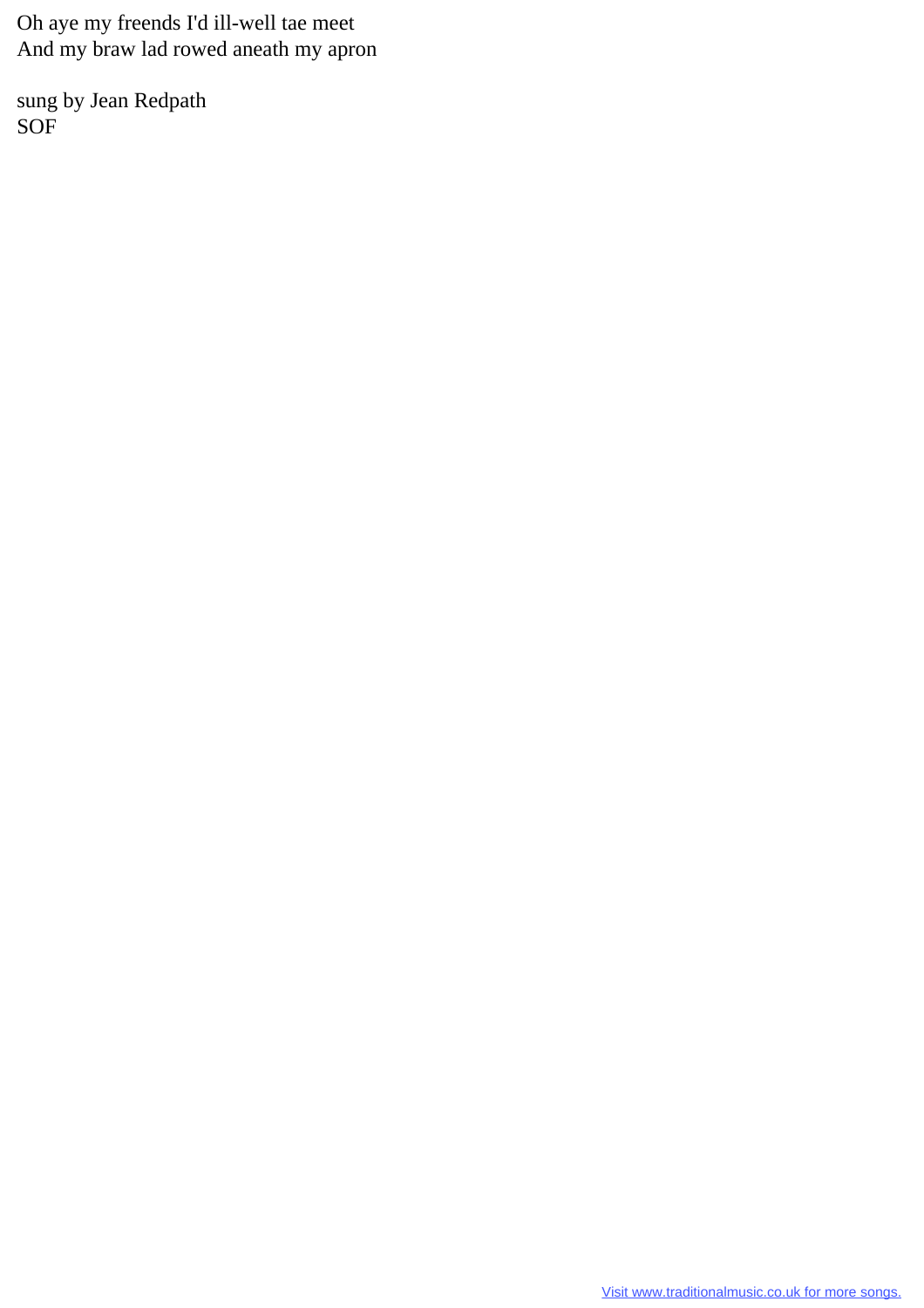Oh aye my freends I'd ill-well tae meet
And my braw lad rowed aneath my apron

sung by Jean Redpath
SOF